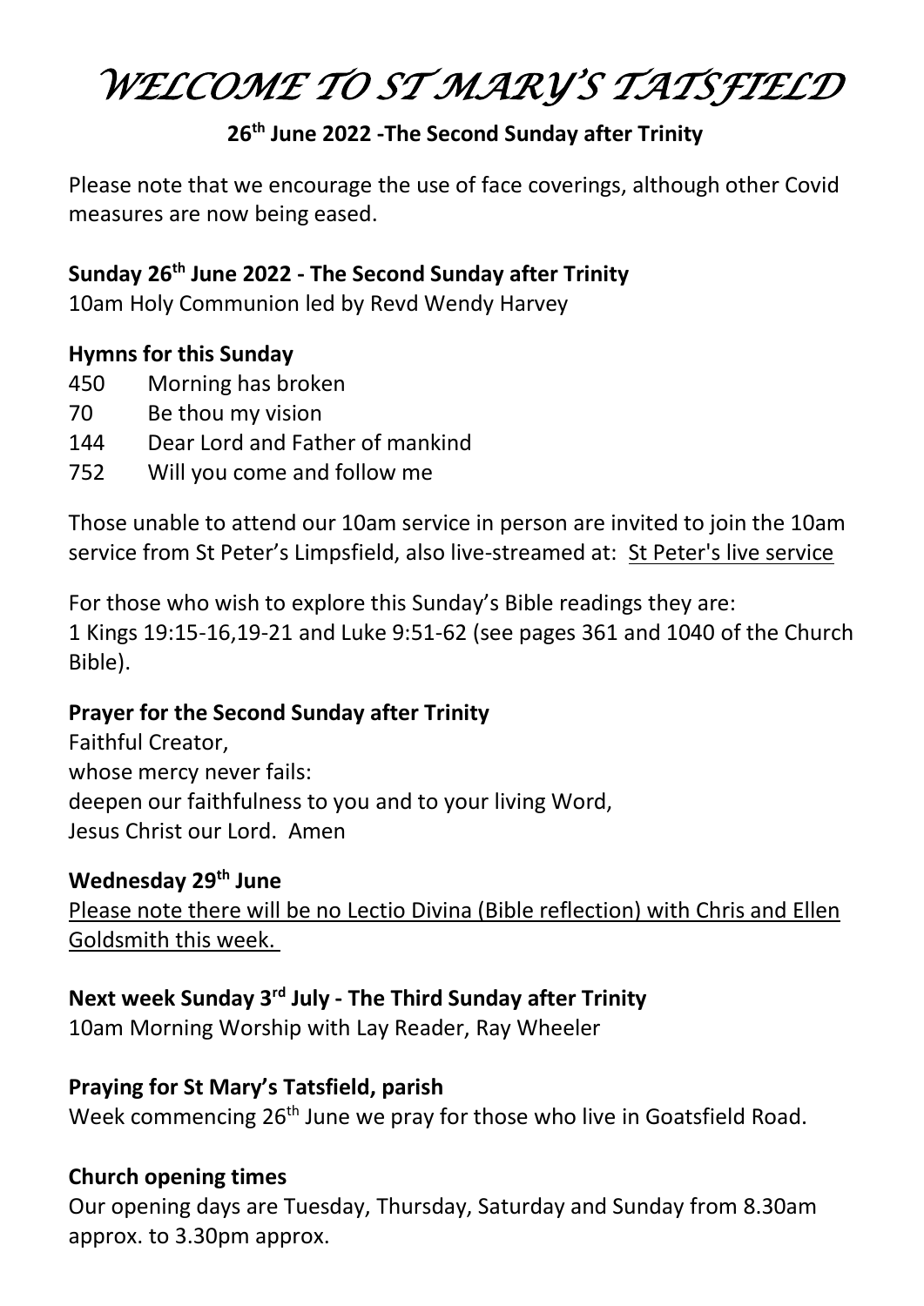# WELCOME TO ST MARY'S TATSFIELD

**26th June 2022 -The Second Sunday after Trinity**

Please note that we encourage the use of face coverings, although other Covid measures are now being eased.

**Sunday 26th June 2022 - The Second Sunday after Trinity**

10am Holy Communion led by Revd Wendy Harvey

**Hymns for this Sunday**

450 Morning has broken
70 Be thou my vision
144 Dear Lord and Father of mankind
752 Will you come and follow me

Those unable to attend our 10am service in person are invited to join the 10am service from St Peter's Limpsfield, also live-streamed at: St Peter's live service

For those who wish to explore this Sunday's Bible readings they are:
1 Kings 19:15-16,19-21 and Luke 9:51-62 (see pages 361 and 1040 of the Church Bible).

**Prayer for the Second Sunday after Trinity**

Faithful Creator,
whose mercy never fails:
deepen our faithfulness to you and to your living Word,
Jesus Christ our Lord. Amen

**Wednesday 29th June**

Please note there will be no Lectio Divina (Bible reflection) with Chris and Ellen Goldsmith this week.

**Next week Sunday 3rd July - The Third Sunday after Trinity**

10am Morning Worship with Lay Reader, Ray Wheeler

**Praying for St Mary's Tatsfield, parish**

Week commencing 26th June we pray for those who live in Goatsfield Road.

**Church opening times**

Our opening days are Tuesday, Thursday, Saturday and Sunday from 8.30am approx. to 3.30pm approx.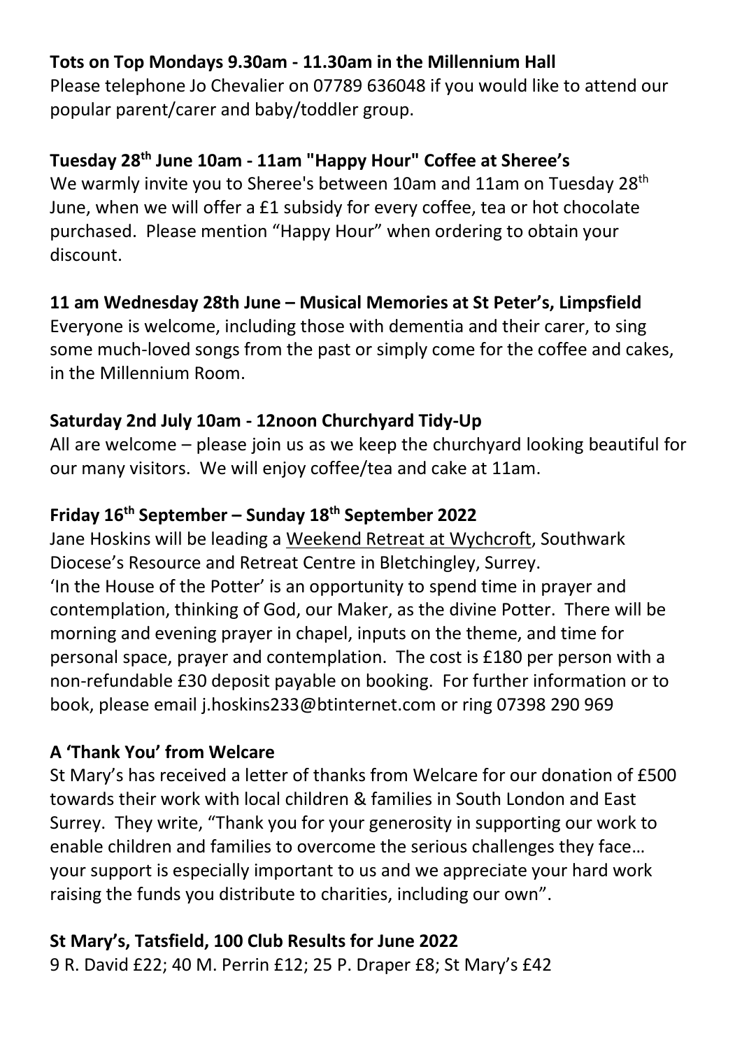**Tots on Top Mondays 9.30am - 11.30am in the Millennium Hall**

Please telephone Jo Chevalier on 07789 636048 if you would like to attend our popular parent/carer and baby/toddler group.

**Tuesday 28th June 10am - 11am "Happy Hour" Coffee at Sheree's**

We warmly invite you to Sheree's between 10am and 11am on Tuesday 28th June, when we will offer a £1 subsidy for every coffee, tea or hot chocolate purchased. Please mention "Happy Hour" when ordering to obtain your discount.

**11 am Wednesday 28th June – Musical Memories at St Peter's, Limpsfield**

Everyone is welcome, including those with dementia and their carer, to sing some much-loved songs from the past or simply come for the coffee and cakes, in the Millennium Room.

**Saturday 2nd July 10am - 12noon Churchyard Tidy-Up**

All are welcome – please join us as we keep the churchyard looking beautiful for our many visitors. We will enjoy coffee/tea and cake at 11am.

**Friday 16th September – Sunday 18th September 2022**

Jane Hoskins will be leading a Weekend Retreat at Wychcroft, Southwark Diocese's Resource and Retreat Centre in Bletchingley, Surrey.

'In the House of the Potter' is an opportunity to spend time in prayer and contemplation, thinking of God, our Maker, as the divine Potter. There will be morning and evening prayer in chapel, inputs on the theme, and time for personal space, prayer and contemplation. The cost is £180 per person with a non-refundable £30 deposit payable on booking. For further information or to book, please email j.hoskins233@btinternet.com or ring 07398 290 969

**A 'Thank You' from Welcare**

St Mary's has received a letter of thanks from Welcare for our donation of £500 towards their work with local children & families in South London and East Surrey. They write, "Thank you for your generosity in supporting our work to enable children and families to overcome the serious challenges they face… your support is especially important to us and we appreciate your hard work raising the funds you distribute to charities, including our own".

**St Mary's, Tatsfield, 100 Club Results for June 2022**

9 R. David £22; 40 M. Perrin £12; 25 P. Draper £8; St Mary's £42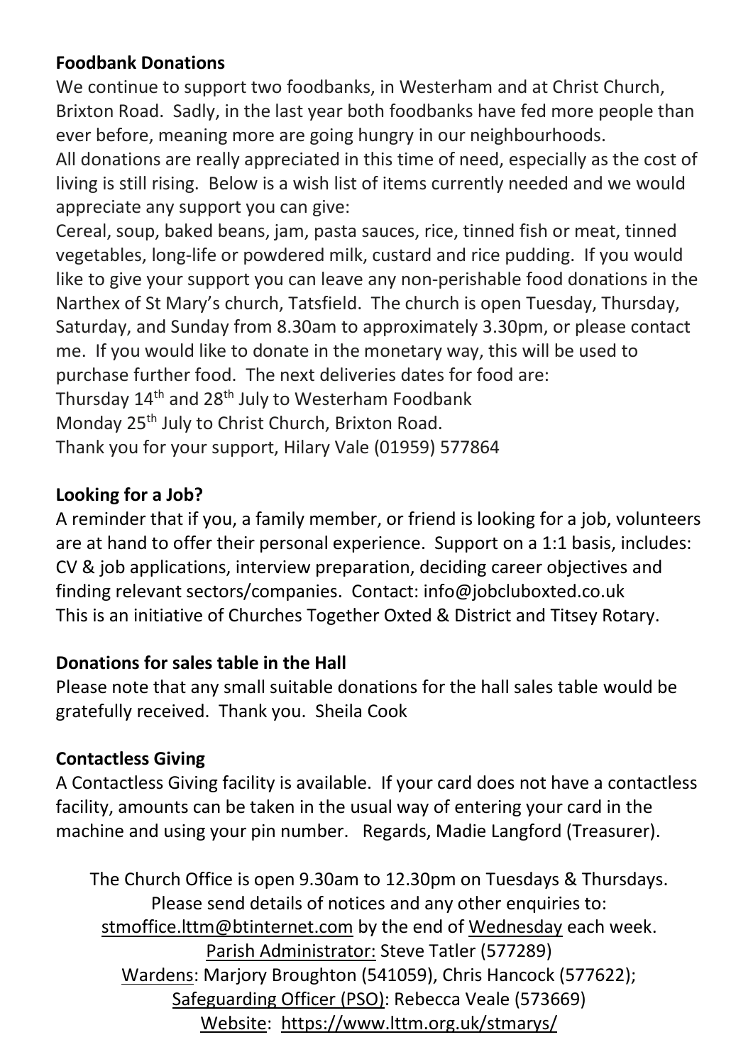**Foodbank Donations**

We continue to support two foodbanks, in Westerham and at Christ Church, Brixton Road. Sadly, in the last year both foodbanks have fed more people than ever before, meaning more are going hungry in our neighbourhoods.

All donations are really appreciated in this time of need, especially as the cost of living is still rising. Below is a wish list of items currently needed and we would appreciate any support you can give:

Cereal, soup, baked beans, jam, pasta sauces, rice, tinned fish or meat, tinned vegetables, long-life or powdered milk, custard and rice pudding. If you would like to give your support you can leave any non-perishable food donations in the Narthex of St Mary's church, Tatsfield. The church is open Tuesday, Thursday, Saturday, and Sunday from 8.30am to approximately 3.30pm, or please contact me. If you would like to donate in the monetary way, this will be used to purchase further food. The next deliveries dates for food are:

Thursday 14th and 28th July to Westerham Foodbank

Monday 25th July to Christ Church, Brixton Road.

Thank you for your support, Hilary Vale (01959) 577864

**Looking for a Job?**

A reminder that if you, a family member, or friend is looking for a job, volunteers are at hand to offer their personal experience. Support on a 1:1 basis, includes: CV & job applications, interview preparation, deciding career objectives and finding relevant sectors/companies. Contact: info@jobcluboxted.co.uk

This is an initiative of Churches Together Oxted & District and Titsey Rotary.

**Donations for sales table in the Hall**

Please note that any small suitable donations for the hall sales table would be gratefully received. Thank you. Sheila Cook

**Contactless Giving**

A Contactless Giving facility is available. If your card does not have a contactless facility, amounts can be taken in the usual way of entering your card in the machine and using your pin number. Regards, Madie Langford (Treasurer).

The Church Office is open 9.30am to 12.30pm on Tuesdays & Thursdays.
Please send details of notices and any other enquiries to:
stmoffice.lttm@btinternet.com by the end of Wednesday each week.
Parish Administrator: Steve Tatler (577289)
Wardens: Marjory Broughton (541059), Chris Hancock (577622);
Safeguarding Officer (PSO): Rebecca Veale (573669)
Website: https://www.lttm.org.uk/stmarys/